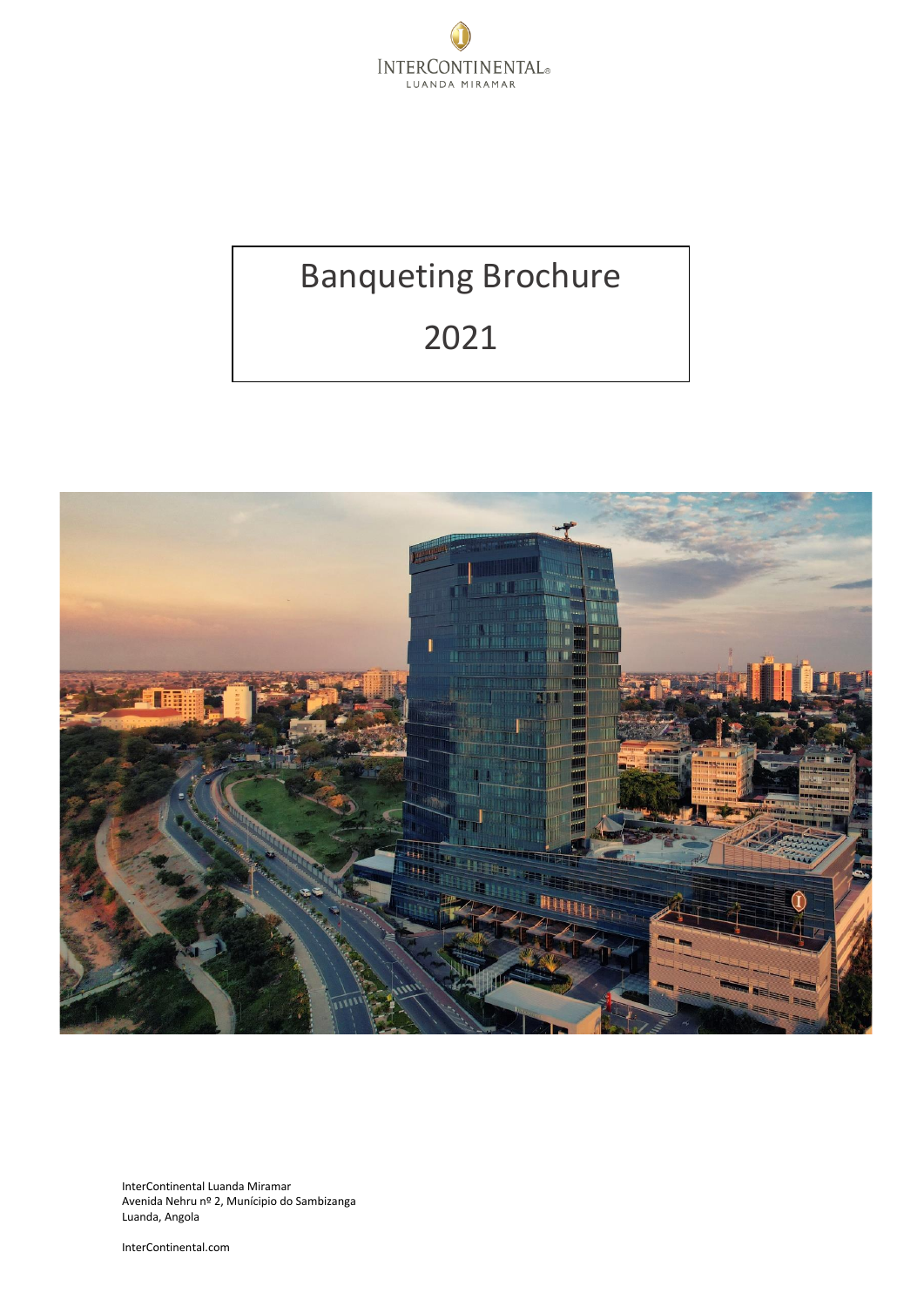InterContinental
LUANDA MIRAMAR

# Banqueting Brochure

# 2021

InterContinental Luanda Miramar
Avenida Nehru nº 2, Munícipio do Sambizanga
Luanda, Angola

InterContinental.com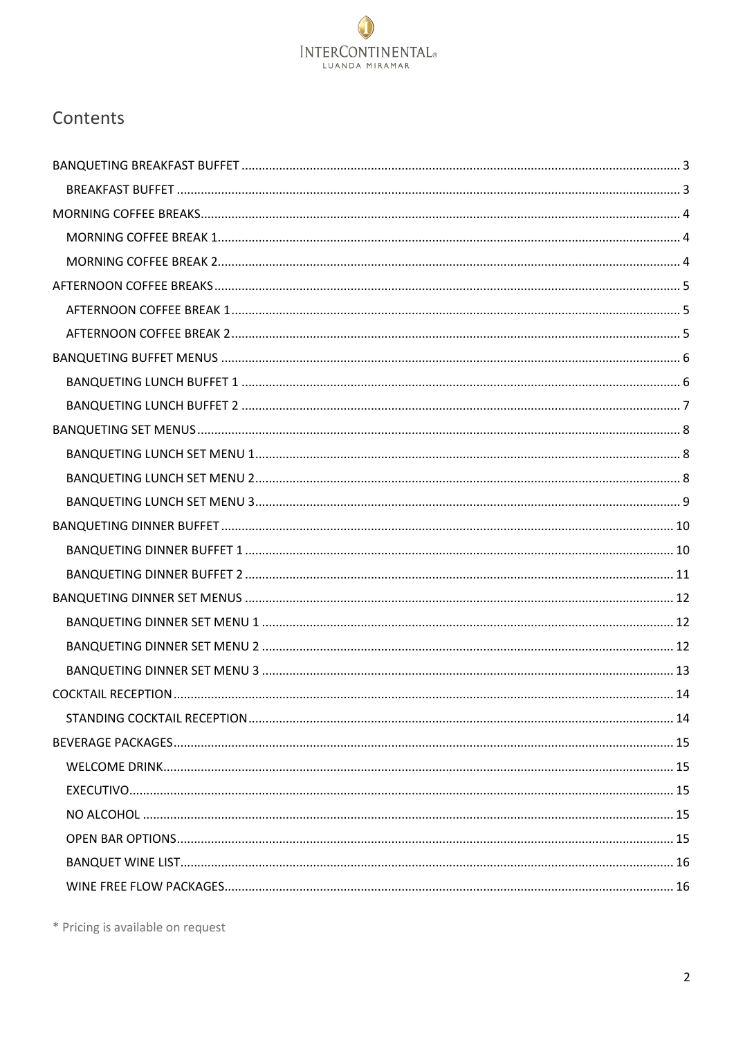# Contents

- BANQUETING BREAKFAST BUFFET ..... 3
  - BREAKFAST BUFFET ..... 3
- MORNING COFFEE BREAKS ..... 4
  - MORNING COFFEE BREAK 1 ..... 4
  - MORNING COFFEE BREAK 2 ..... 4
- AFTERNOON COFFEE BREAKS ..... 5
  - AFTERNOON COFFEE BREAK 1 ..... 5
  - AFTERNOON COFFEE BREAK 2 ..... 5
- BANQUETING BUFFET MENUS ..... 6
  - BANQUETING LUNCH BUFFET 1 ..... 6
  - BANQUETING LUNCH BUFFET 2 ..... 7
- BANQUETING SET MENUS ..... 8
  - BANQUETING LUNCH SET MENU 1 ..... 8
  - BANQUETING LUNCH SET MENU 2 ..... 8
  - BANQUETING LUNCH SET MENU 3 ..... 9
- BANQUETING DINNER BUFFET ..... 10
  - BANQUETING DINNER BUFFET 1 ..... 10
  - BANQUETING DINNER BUFFET 2 ..... 11
- BANQUETING DINNER SET MENUS ..... 12
  - BANQUETING DINNER SET MENU 1 ..... 12
  - BANQUETING DINNER SET MENU 2 ..... 12
  - BANQUETING DINNER SET MENU 3 ..... 13
- COCKTAIL RECEPTION ..... 14
  - STANDING COCKTAIL RECEPTION ..... 14
- BEVERAGE PACKAGES ..... 15
  - WELCOME DRINK ..... 15
  - EXECUTIVO ..... 15
  - NO ALCOHOL ..... 15
  - OPEN BAR OPTIONS ..... 15
  - BANQUET WINE LIST ..... 16
  - WINE FREE FLOW PACKAGES ..... 16

* Pricing is available on request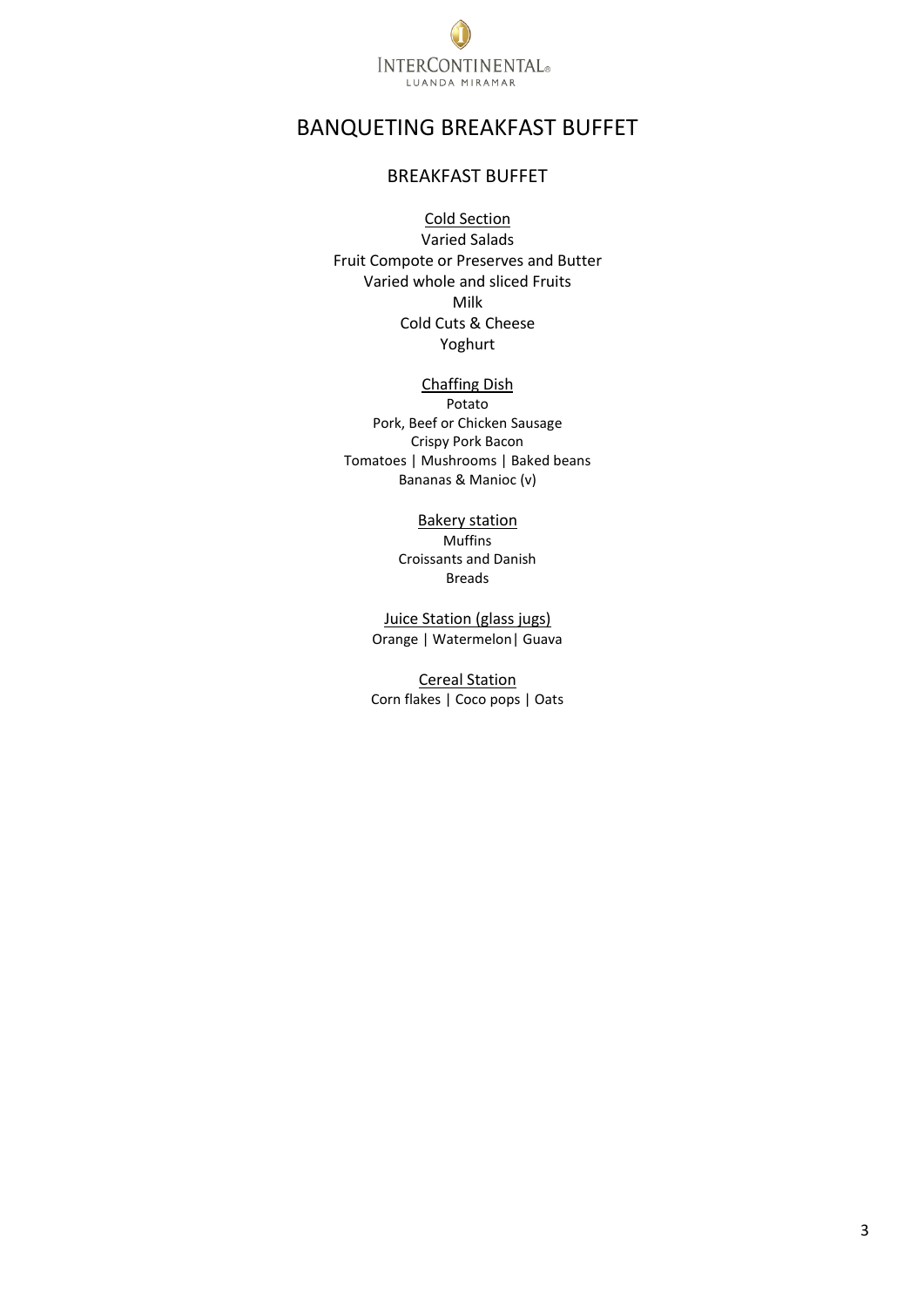# BANQUETING BREAKFAST BUFFET

## BREAKFAST BUFFET

Cold Section

Varied Salads
Fruit Compote or Preserves and Butter
Varied whole and sliced Fruits
Milk
Cold Cuts & Cheese
Yoghurt

Chaffing Dish

Potato
Pork, Beef or Chicken Sausage
Crispy Pork Bacon
Tomatoes | Mushrooms | Baked beans
Bananas & Manioc (v)

Bakery station

Muffins
Croissants and Danish
Breads

Juice Station (glass jugs)

Orange | Watermelon| Guava

Cereal Station

Corn flakes | Coco pops | Oats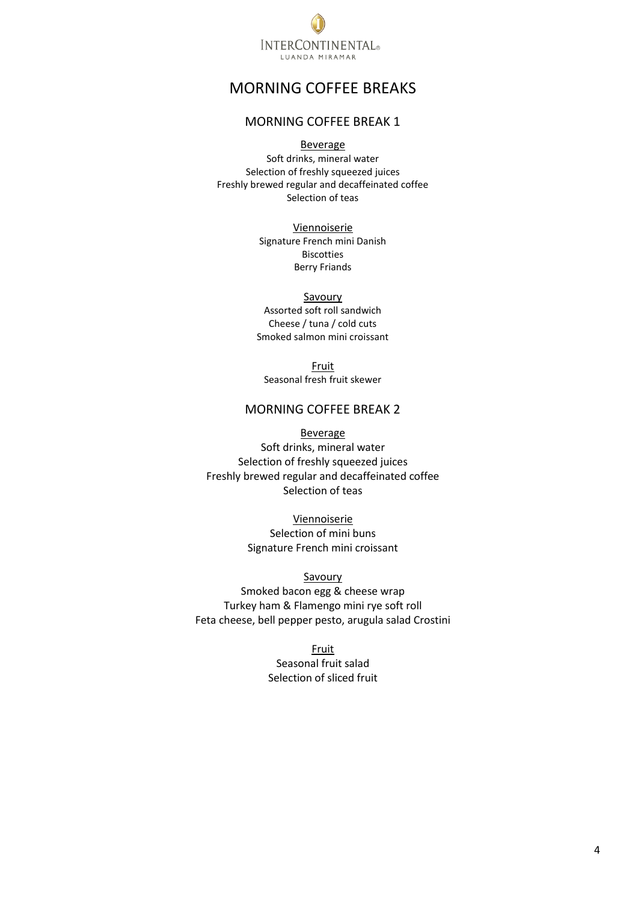# MORNING COFFEE BREAKS

## MORNING COFFEE BREAK 1

Beverage

Soft drinks, mineral water
Selection of freshly squeezed juices
Freshly brewed regular and decaffeinated coffee
Selection of teas

Viennoiserie

Signature French mini Danish
Biscotties
Berry Friands

Savoury

Assorted soft roll sandwich
Cheese / tuna / cold cuts
Smoked salmon mini croissant

Fruit

Seasonal fresh fruit skewer

## MORNING COFFEE BREAK 2

Beverage

Soft drinks, mineral water
Selection of freshly squeezed juices
Freshly brewed regular and decaffeinated coffee
Selection of teas

Viennoiserie

Selection of mini buns
Signature French mini croissant

Savoury

Smoked bacon egg & cheese wrap
Turkey ham & Flamengo mini rye soft roll
Feta cheese, bell pepper pesto, arugula salad Crostini

Fruit

Seasonal fruit salad
Selection of sliced fruit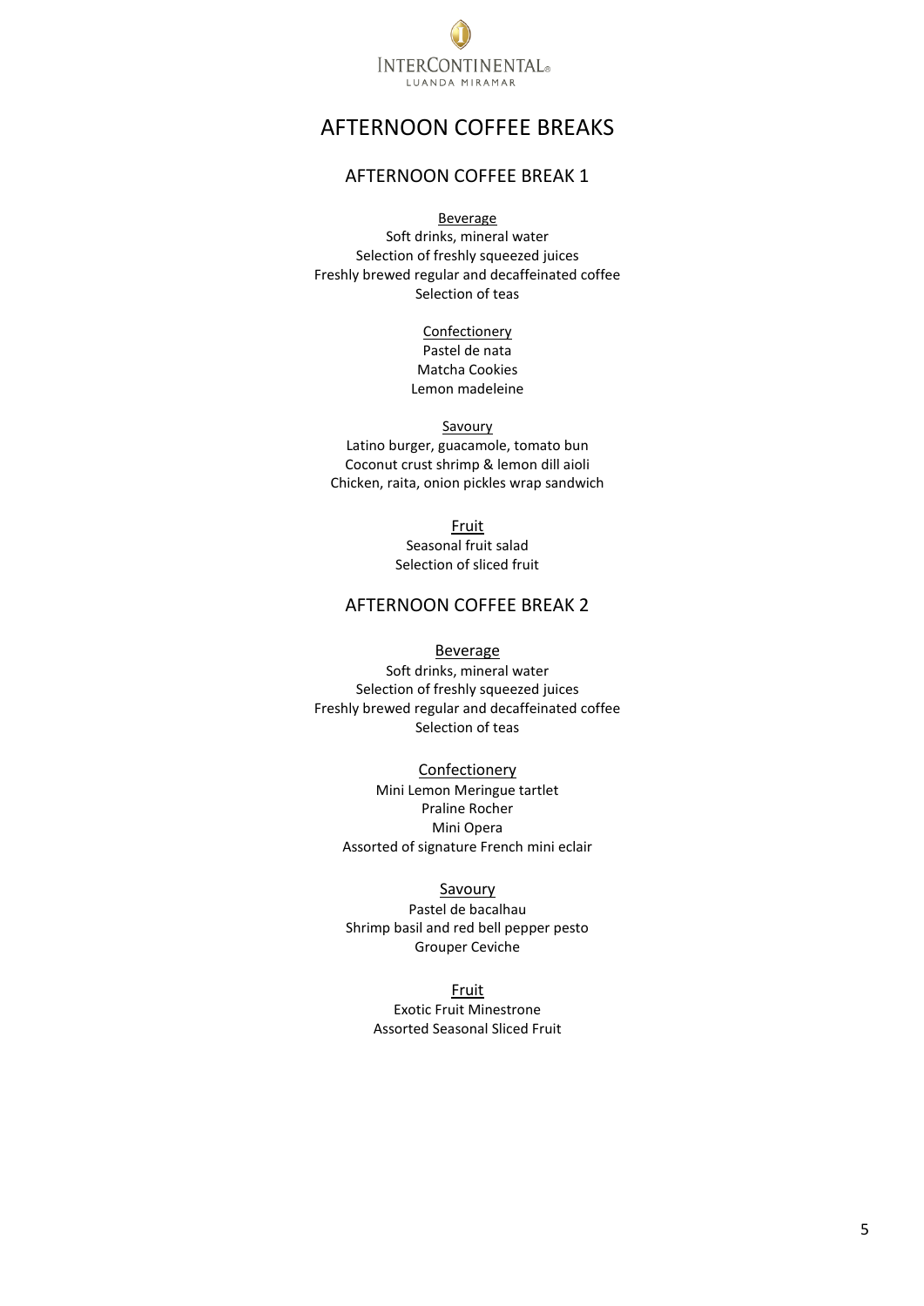# AFTERNOON COFFEE BREAKS

## AFTERNOON COFFEE BREAK 1

Beverage

Soft drinks, mineral water
Selection of freshly squeezed juices
Freshly brewed regular and decaffeinated coffee
Selection of teas

Confectionery

Pastel de nata
Matcha Cookies
Lemon madeleine

Savoury

Latino burger, guacamole, tomato bun
Coconut crust shrimp & lemon dill aioli
Chicken, raita, onion pickles wrap sandwich

Fruit

Seasonal fruit salad
Selection of sliced fruit

## AFTERNOON COFFEE BREAK 2

Beverage

Soft drinks, mineral water
Selection of freshly squeezed juices
Freshly brewed regular and decaffeinated coffee
Selection of teas

Confectionery

Mini Lemon Meringue tartlet
Praline Rocher
Mini Opera
Assorted of signature French mini eclair

Savoury

Pastel de bacalhau
Shrimp basil and red bell pepper pesto
Grouper Ceviche

Fruit

Exotic Fruit Minestrone
Assorted Seasonal Sliced Fruit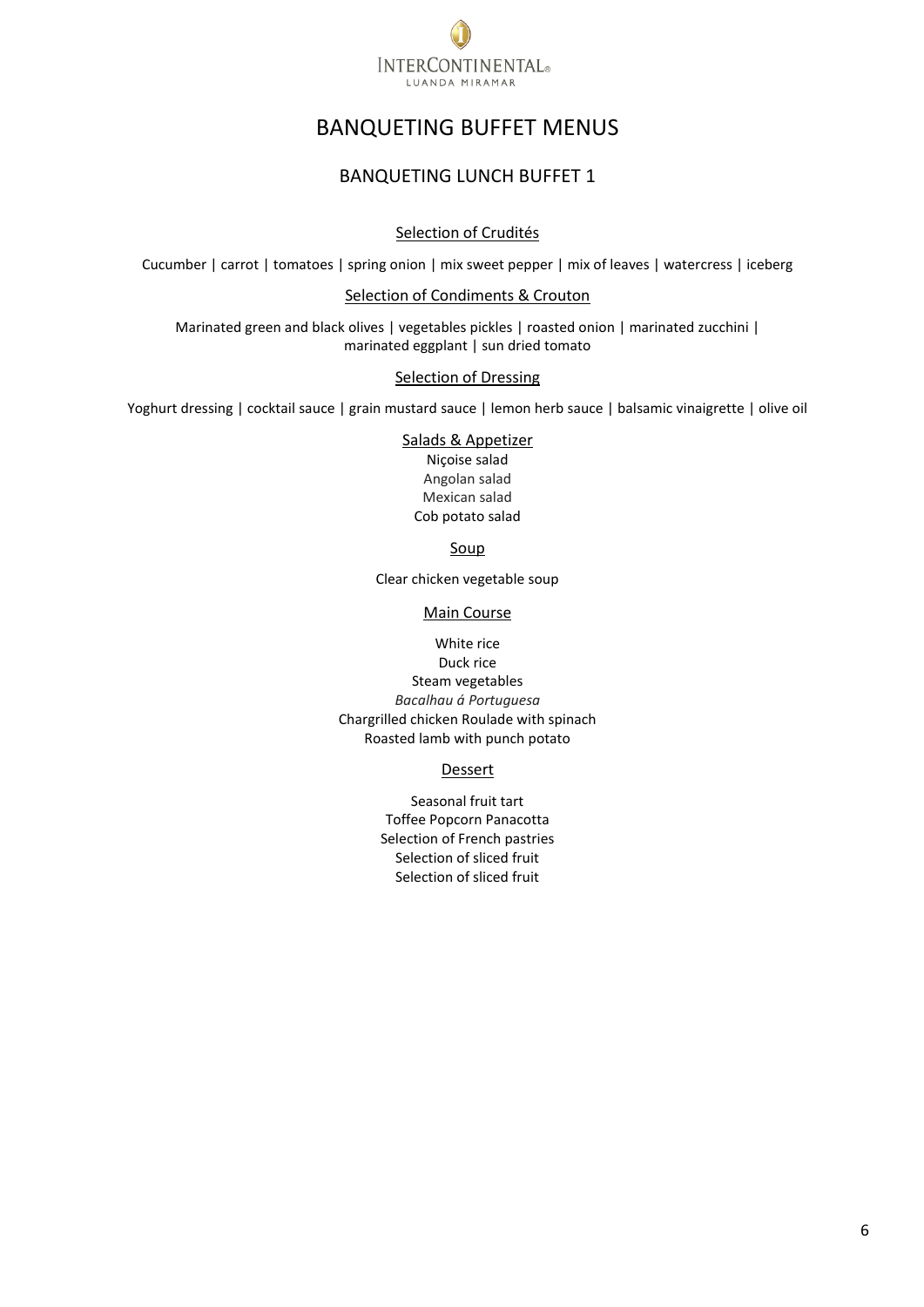INTERCONTINENTAL®
LUANDA MIRAMAR

# BANQUETING BUFFET MENUS

## BANQUETING LUNCH BUFFET 1

### Selection of Crudités

Cucumber | carrot | tomatoes | spring onion | mix sweet pepper | mix of leaves | watercress | iceberg

### Selection of Condiments & Crouton

Marinated green and black olives | vegetables pickles | roasted onion | marinated zucchini | marinated eggplant | sun dried tomato

### Selection of Dressing

Yoghurt dressing | cocktail sauce | grain mustard sauce | lemon herb sauce | balsamic vinaigrette | olive oil

### Salads & Appetizer

Niçoise salad
Angolan salad
Mexican salad
Cob potato salad

### Soup

Clear chicken vegetable soup

### Main Course

White rice
Duck rice
Steam vegetables
*Bacalhau á Portuguesa*
Chargrilled chicken Roulade with spinach
Roasted lamb with punch potato

### Dessert

Seasonal fruit tart
Toffee Popcorn Panacotta
Selection of French pastries
Selection of sliced fruit
Selection of sliced fruit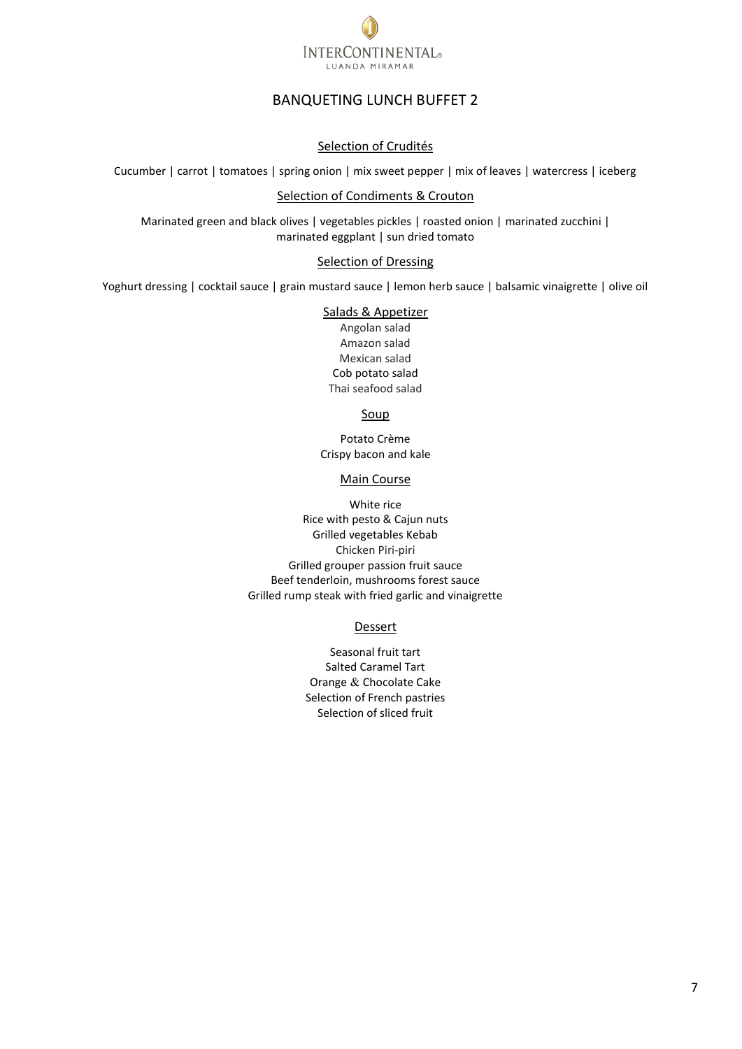INTERCONTINENTAL®
LUANDA MIRAMAR

# BANQUETING LUNCH BUFFET 2

## Selection of Crudités

Cucumber | carrot | tomatoes | spring onion | mix sweet pepper | mix of leaves | watercress | iceberg

## Selection of Condiments & Crouton

Marinated green and black olives | vegetables pickles | roasted onion | marinated zucchini | marinated eggplant | sun dried tomato

## Selection of Dressing

Yoghurt dressing | cocktail sauce | grain mustard sauce | lemon herb sauce | balsamic vinaigrette | olive oil

## Salads & Appetizer

Angolan salad
Amazon salad
Mexican salad
Cob potato salad
Thai seafood salad

## Soup

Potato Crème
Crispy bacon and kale

## Main Course

White rice
Rice with pesto & Cajun nuts
Grilled vegetables Kebab
Chicken Piri-piri
Grilled grouper passion fruit sauce
Beef tenderloin, mushrooms forest sauce
Grilled rump steak with fried garlic and vinaigrette

## Dessert

Seasonal fruit tart
Salted Caramel Tart
Orange & Chocolate Cake
Selection of French pastries
Selection of sliced fruit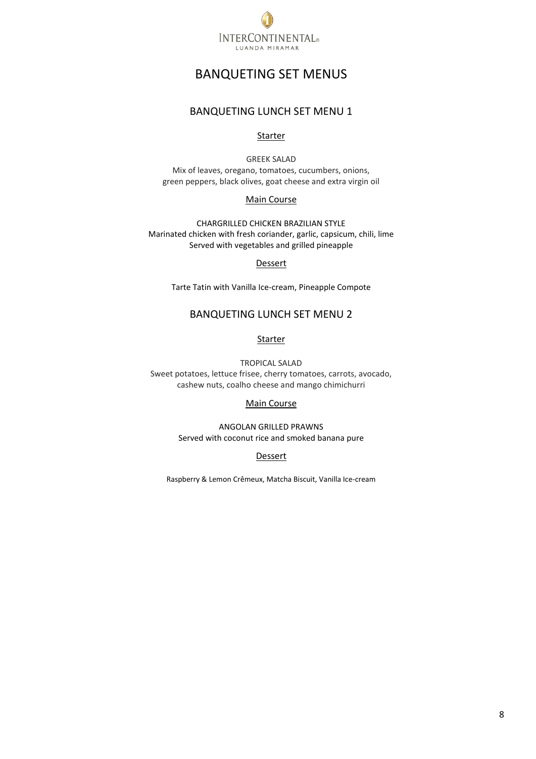INTERCONTINENTAL®
LUANDA MIRAMAR

# BANQUETING SET MENUS

## BANQUETING LUNCH SET MENU 1

### Starter

GREEK SALAD
Mix of leaves, oregano, tomatoes, cucumbers, onions, green peppers, black olives, goat cheese and extra virgin oil

### Main Course

CHARGRILLED CHICKEN BRAZILIAN STYLE
Marinated chicken with fresh coriander, garlic, capsicum, chili, lime
Served with vegetables and grilled pineapple

### Dessert

Tarte Tatin with Vanilla Ice-cream, Pineapple Compote

## BANQUETING LUNCH SET MENU 2

### Starter

TROPICAL SALAD
Sweet potatoes, lettuce frisee, cherry tomatoes, carrots, avocado, cashew nuts, coalho cheese and mango chimichurri

### Main Course

ANGOLAN GRILLED PRAWNS
Served with coconut rice and smoked banana pure

### Dessert

Raspberry & Lemon Crêmeux, Matcha Biscuit, Vanilla Ice-cream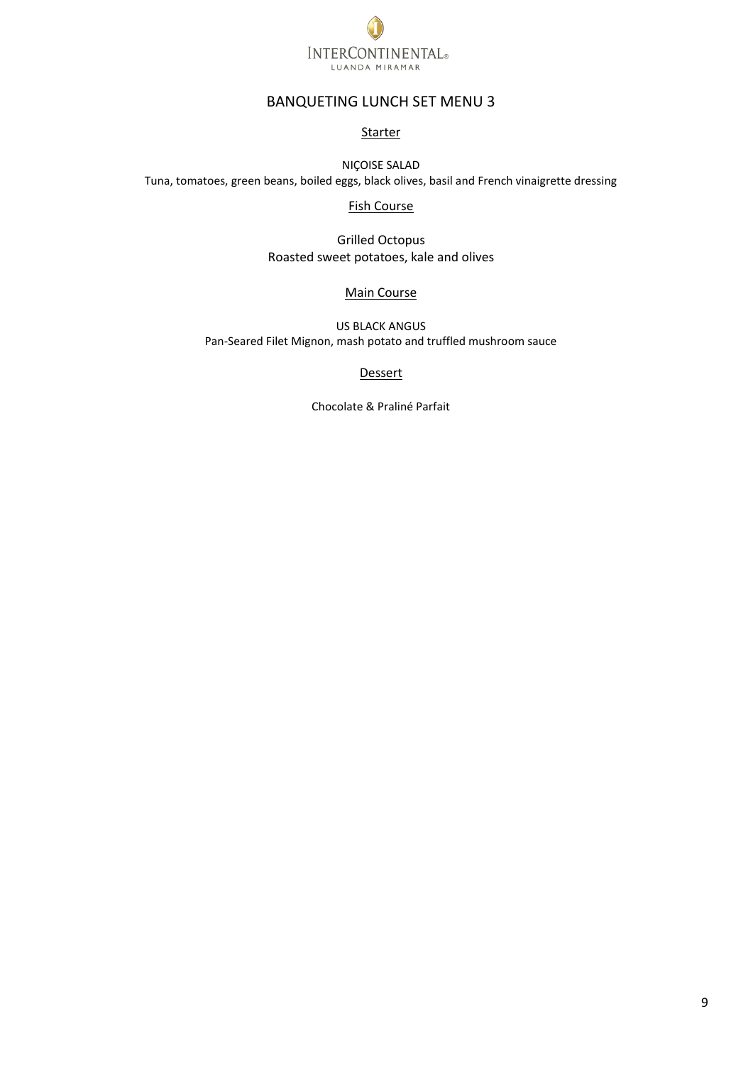# BANQUETING LUNCH SET MENU 3

## Starter

NIÇOISE SALAD
Tuna, tomatoes, green beans, boiled eggs, black olives, basil and French vinaigrette dressing

## Fish Course

Grilled Octopus
Roasted sweet potatoes, kale and olives

## Main Course

US BLACK ANGUS
Pan-Seared Filet Mignon, mash potato and truffled mushroom sauce

## Dessert

Chocolate & Praliné Parfait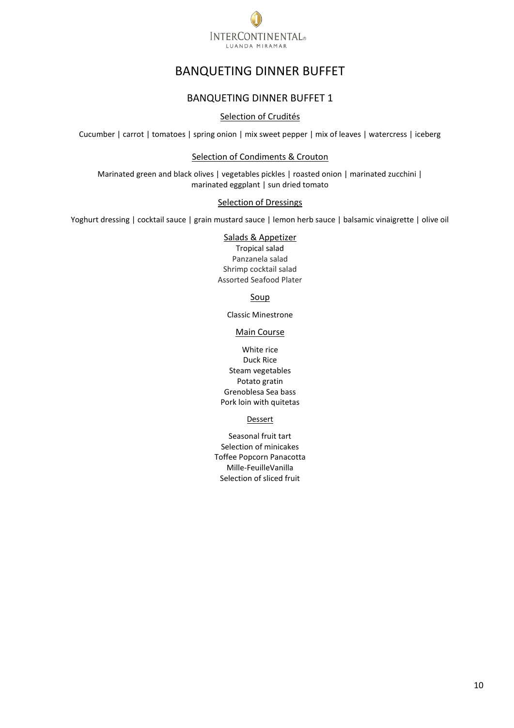# BANQUETING DINNER BUFFET

## BANQUETING DINNER BUFFET 1

### Selection of Crudités

Cucumber | carrot | tomatoes | spring onion | mix sweet pepper | mix of leaves | watercress | iceberg

### Selection of Condiments & Crouton

Marinated green and black olives | vegetables pickles | roasted onion | marinated zucchini | marinated eggplant | sun dried tomato

### Selection of Dressings

Yoghurt dressing | cocktail sauce | grain mustard sauce | lemon herb sauce | balsamic vinaigrette | olive oil

### Salads & Appetizer

Tropical salad
Panzanela salad
Shrimp cocktail salad
Assorted Seafood Plater

### Soup

Classic Minestrone

### Main Course

White rice
Duck Rice
Steam vegetables
Potato gratin
Grenoblesa Sea bass
Pork loin with quitetas

### Dessert

Seasonal fruit tart
Selection of minicakes
Toffee Popcorn Panacotta
Mille-FeuilleVanilla
Selection of sliced fruit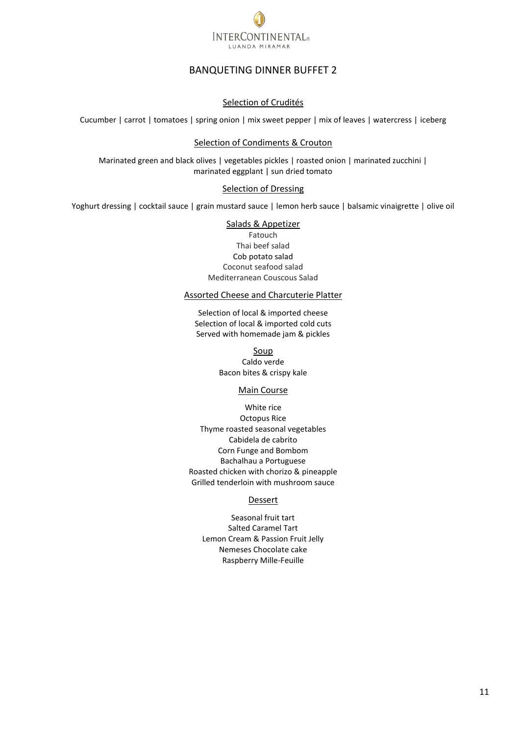INTERCONTINENTAL®
LUANDA MIRAMAR

# BANQUETING DINNER BUFFET 2

## Selection of Crudités

Cucumber | carrot | tomatoes | spring onion | mix sweet pepper | mix of leaves | watercress | iceberg

## Selection of Condiments & Crouton

Marinated green and black olives | vegetables pickles | roasted onion | marinated zucchini | marinated eggplant | sun dried tomato

## Selection of Dressing

Yoghurt dressing | cocktail sauce | grain mustard sauce | lemon herb sauce | balsamic vinaigrette | olive oil

## Salads & Appetizer

Fatouch
Thai beef salad
Cob potato salad
Coconut seafood salad
Mediterranean Couscous Salad

## Assorted Cheese and Charcuterie Platter

Selection of local & imported cheese
Selection of local & imported cold cuts
Served with homemade jam & pickles

## Soup

Caldo verde
Bacon bites & crispy kale

## Main Course

White rice
Octopus Rice
Thyme roasted seasonal vegetables
Cabidela de cabrito
Corn Funge and Bombom
Bachalhau a Portuguese
Roasted chicken with chorizo & pineapple
Grilled tenderloin with mushroom sauce

## Dessert

Seasonal fruit tart
Salted Caramel Tart
Lemon Cream & Passion Fruit Jelly
Nemeses Chocolate cake
Raspberry Mille-Feuille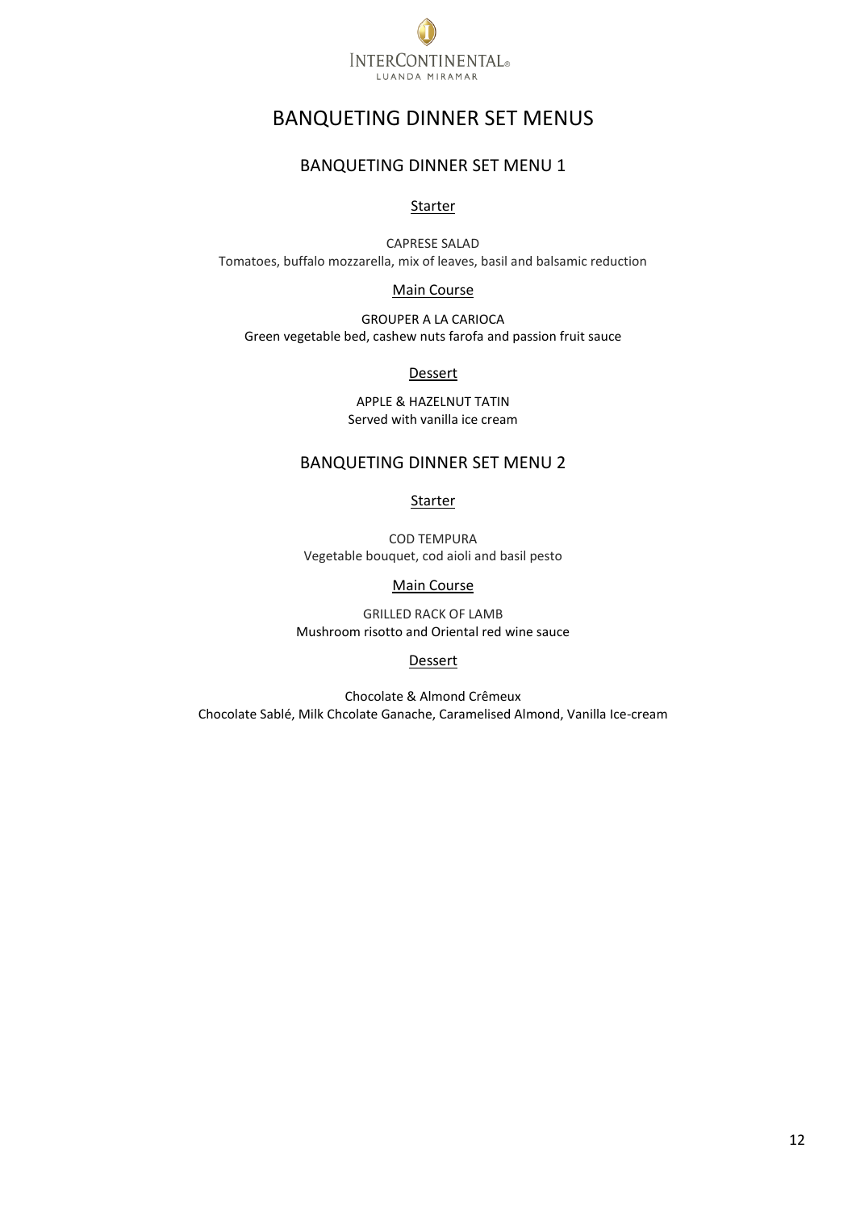INTERCONTINENTAL®
LUANDA MIRAMAR

# BANQUETING DINNER SET MENUS

## BANQUETING DINNER SET MENU 1

### Starter

CAPRESE SALAD
Tomatoes, buffalo mozzarella, mix of leaves, basil and balsamic reduction

### Main Course

GROUPER A LA CARIOCA
Green vegetable bed, cashew nuts farofa and passion fruit sauce

### Dessert

APPLE & HAZELNUT TATIN
Served with vanilla ice cream

## BANQUETING DINNER SET MENU 2

### Starter

COD TEMPURA
Vegetable bouquet, cod aioli and basil pesto

### Main Course

GRILLED RACK OF LAMB
Mushroom risotto and Oriental red wine sauce

### Dessert

Chocolate & Almond Crêmeux
Chocolate Sablé, Milk Chcolate Ganache, Caramelised Almond, Vanilla Ice-cream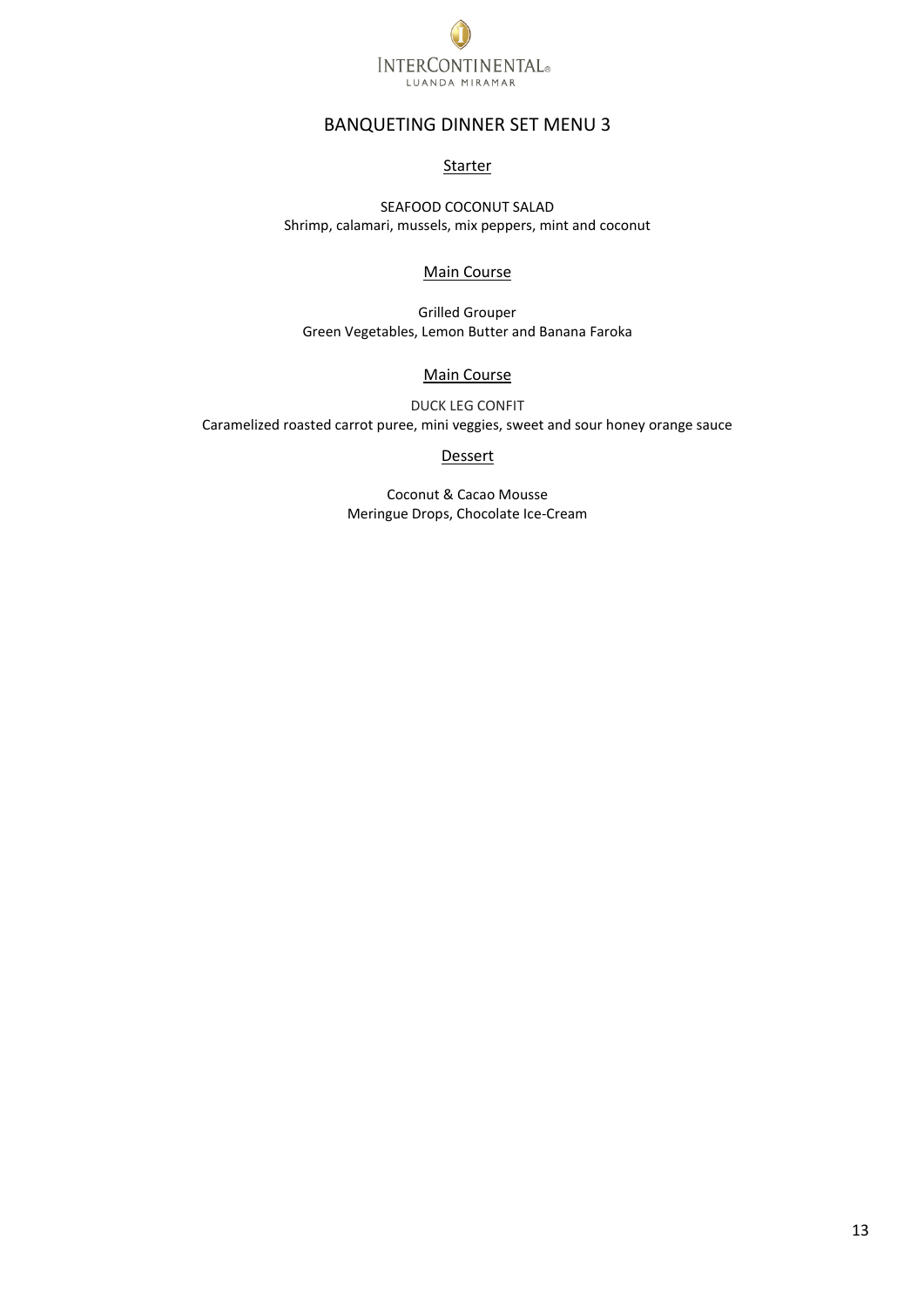INTERCONTINENTAL®
LUANDA MIRAMAR

# BANQUETING DINNER SET MENU 3

## Starter

SEAFOOD COCONUT SALAD
Shrimp, calamari, mussels, mix peppers, mint and coconut

## Main Course

Grilled Grouper
Green Vegetables, Lemon Butter and Banana Faroka

## Main Course

DUCK LEG CONFIT
Caramelized roasted carrot puree, mini veggies, sweet and sour honey orange sauce

## Dessert

Coconut & Cacao Mousse
Meringue Drops, Chocolate Ice-Cream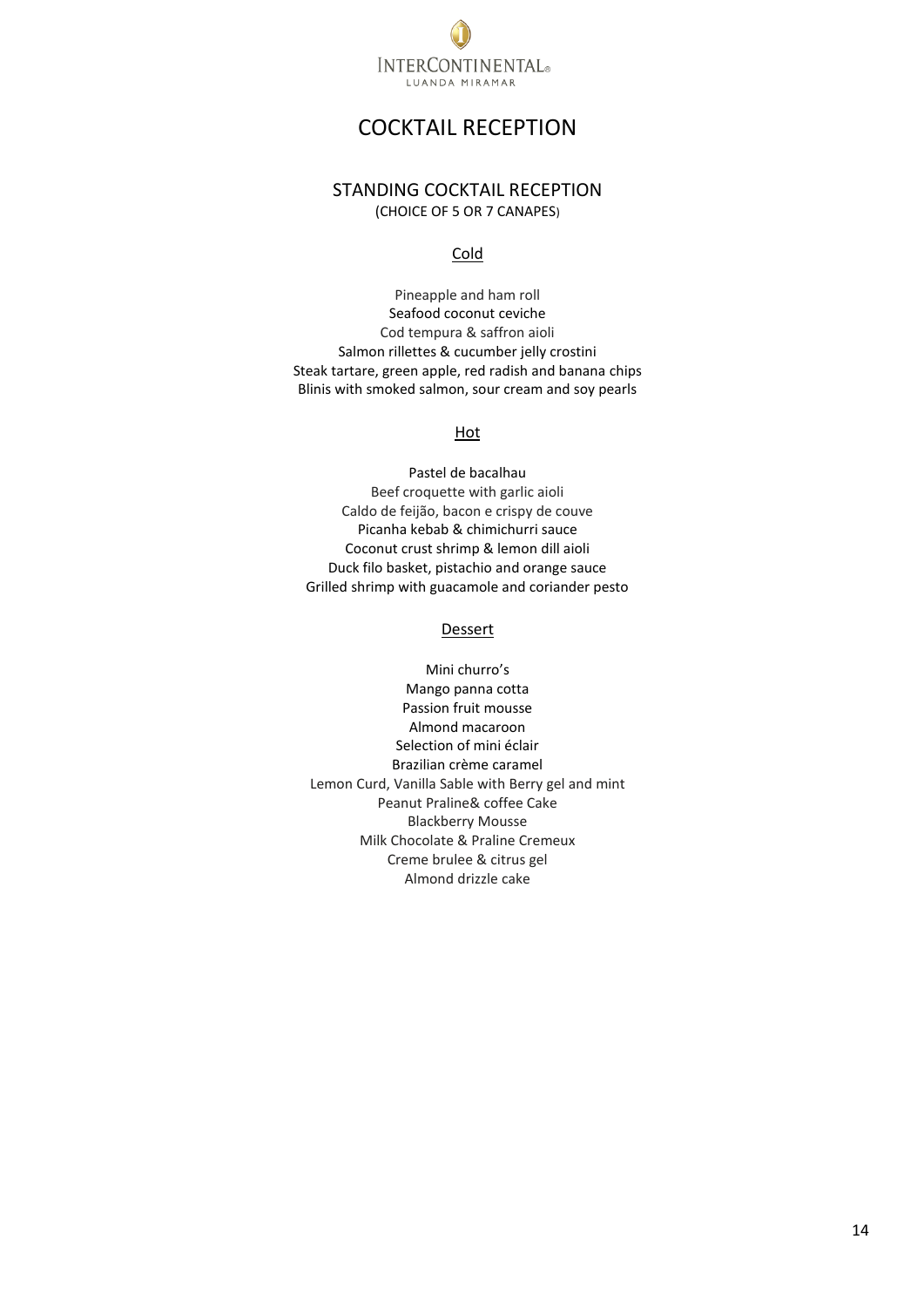INTERCONTINENTAL®
LUANDA MIRAMAR

# COCKTAIL RECEPTION

## STANDING COCKTAIL RECEPTION

(CHOICE OF 5 OR 7 CANAPES)

### Cold

Pineapple and ham roll
Seafood coconut ceviche
Cod tempura & saffron aioli
Salmon rillettes & cucumber jelly crostini
Steak tartare, green apple, red radish and banana chips
Blinis with smoked salmon, sour cream and soy pearls

### Hot

Pastel de bacalhau
Beef croquette with garlic aioli
Caldo de feijão, bacon e crispy de couve
Picanha kebab & chimichurri sauce
Coconut crust shrimp & lemon dill aioli
Duck filo basket, pistachio and orange sauce
Grilled shrimp with guacamole and coriander pesto

### Dessert

Mini churro's
Mango panna cotta
Passion fruit mousse
Almond macaroon
Selection of mini éclair
Brazilian crème caramel
Lemon Curd, Vanilla Sable with Berry gel and mint
Peanut Praline& coffee Cake
Blackberry Mousse
Milk Chocolate & Praline Cremeux
Creme brulee & citrus gel
Almond drizzle cake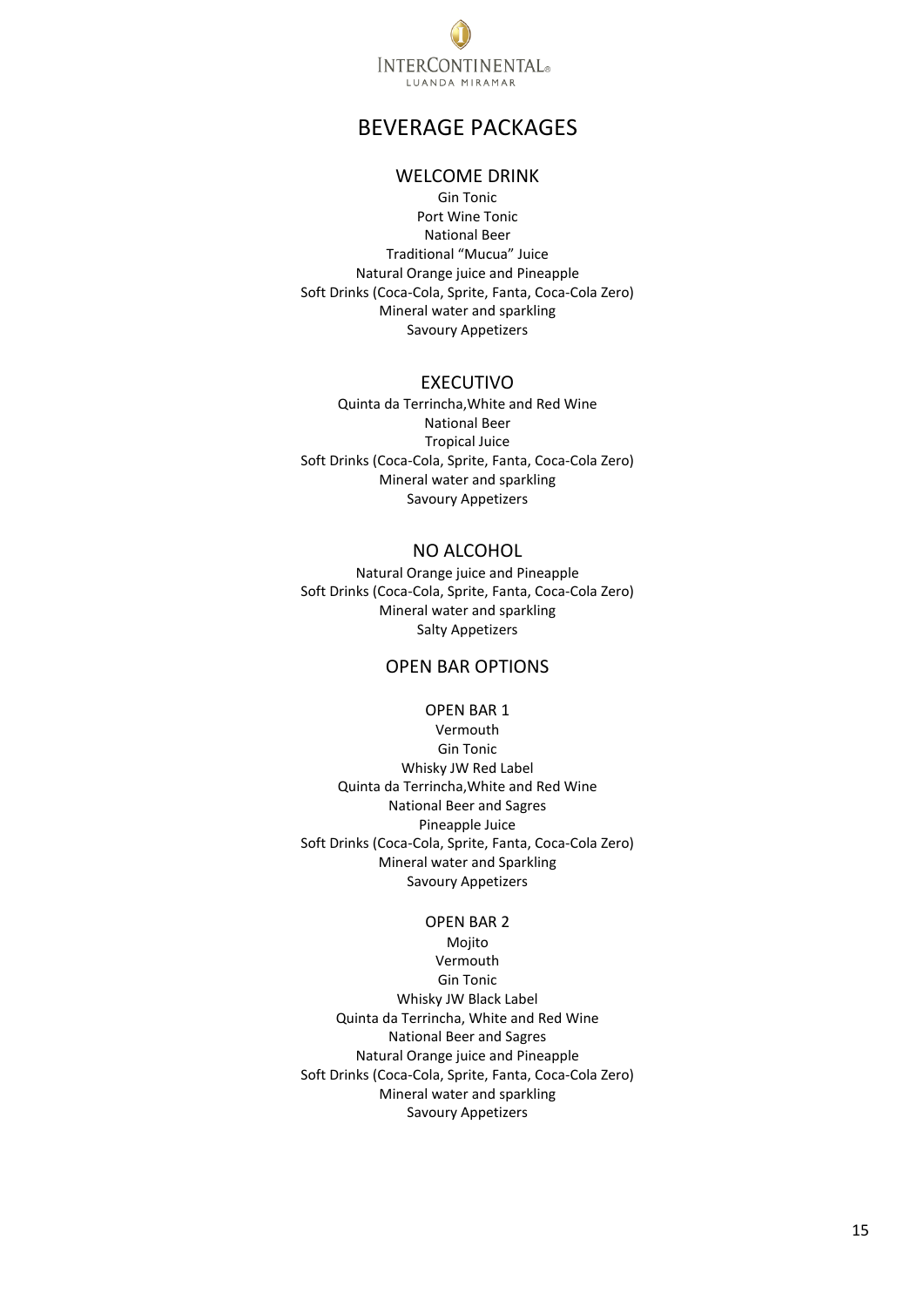# BEVERAGE PACKAGES

## WELCOME DRINK

Gin Tonic
Port Wine Tonic
National Beer
Traditional "Mucua" Juice
Natural Orange juice and Pineapple
Soft Drinks (Coca-Cola, Sprite, Fanta, Coca-Cola Zero)
Mineral water and sparkling
Savoury Appetizers

## EXECUTIVO

Quinta da Terrincha,White and Red Wine
National Beer
Tropical Juice
Soft Drinks (Coca-Cola, Sprite, Fanta, Coca-Cola Zero)
Mineral water and sparkling
Savoury Appetizers

## NO ALCOHOL

Natural Orange juice and Pineapple
Soft Drinks (Coca-Cola, Sprite, Fanta, Coca-Cola Zero)
Mineral water and sparkling
Salty Appetizers

## OPEN BAR OPTIONS

### OPEN BAR 1

Vermouth
Gin Tonic
Whisky JW Red Label
Quinta da Terrincha,White and Red Wine
National Beer and Sagres
Pineapple Juice
Soft Drinks (Coca-Cola, Sprite, Fanta, Coca-Cola Zero)
Mineral water and Sparkling
Savoury Appetizers

### OPEN BAR 2

Mojito
Vermouth
Gin Tonic
Whisky JW Black Label
Quinta da Terrincha, White and Red Wine
National Beer and Sagres
Natural Orange juice and Pineapple
Soft Drinks (Coca-Cola, Sprite, Fanta, Coca-Cola Zero)
Mineral water and sparkling
Savoury Appetizers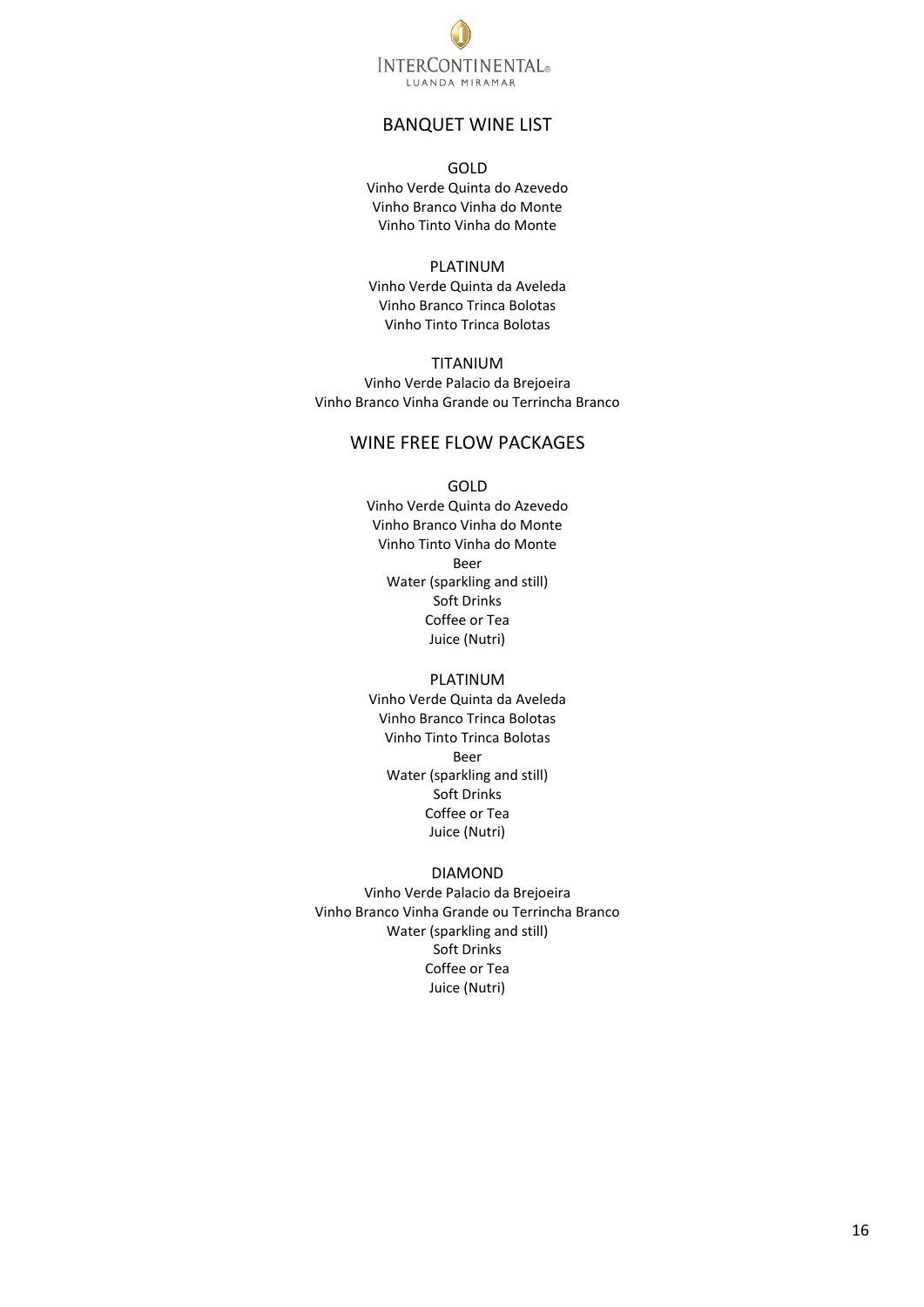INTERCONTINENTAL
LUANDA MIRAMAR

## BANQUET WINE LIST

### GOLD

Vinho Verde Quinta do Azevedo
Vinho Branco Vinha do Monte
Vinho Tinto Vinha do Monte

### PLATINUM

Vinho Verde Quinta da Aveleda
Vinho Branco Trinca Bolotas
Vinho Tinto Trinca Bolotas

### TITANIUM

Vinho Verde Palacio da Brejoeira
Vinho Branco Vinha Grande ou Terrincha Branco

## WINE FREE FLOW PACKAGES

### GOLD

Vinho Verde Quinta do Azevedo
Vinho Branco Vinha do Monte
Vinho Tinto Vinha do Monte
Beer
Water (sparkling and still)
Soft Drinks
Coffee or Tea
Juice (Nutri)

### PLATINUM

Vinho Verde Quinta da Aveleda
Vinho Branco Trinca Bolotas
Vinho Tinto Trinca Bolotas
Beer
Water (sparkling and still)
Soft Drinks
Coffee or Tea
Juice (Nutri)

### DIAMOND

Vinho Verde Palacio da Brejoeira
Vinho Branco Vinha Grande ou Terrincha Branco
Water (sparkling and still)
Soft Drinks
Coffee or Tea
Juice (Nutri)